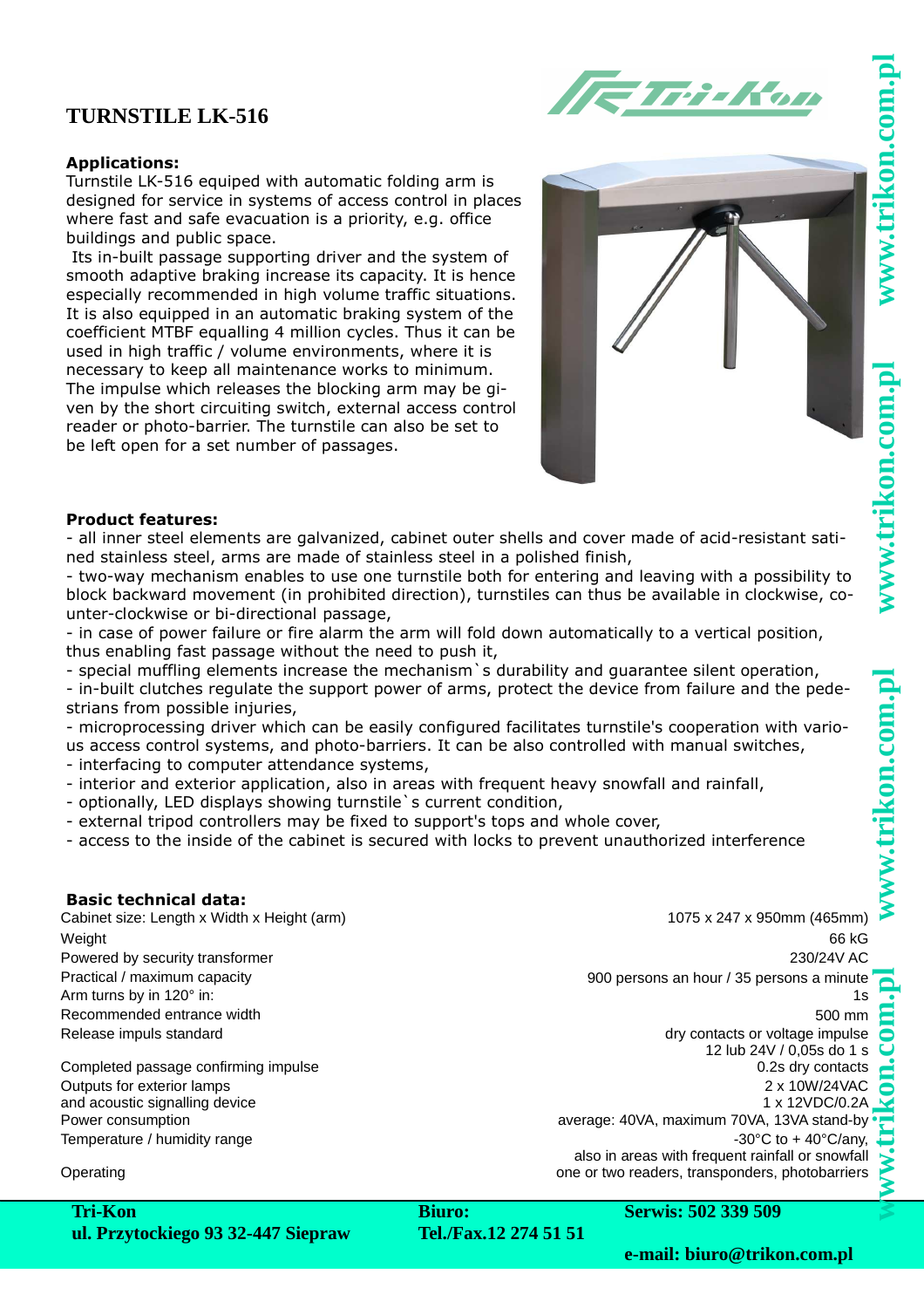# TURNSTILE LK-516

**Applications:**

Turnstile LK-516 equiped with automatic folding arm is designed for service in systems of access control in places where fast and safe evacuation is a priority, e.g. office buildings and public space.

Its in-built passage supporting driver and the system of smooth adaptive braking increase its capacity. It is hence especially recommended in high volume traffic situations. It is also equipped in an automatic braking system of the coefficient MTBF equalling 4 million cycles. Thus it can be used in high traffic / volume environments, where it is necessary to keep all maintenance works to minimum. The impulse which releases the blocking arm may be given by the short circuiting switch, external access control reader or photo-barrier. The turnstile can also be set to be left open for a set number of passages.

**Product features:**

- all inner steel elements are galvanized, cabinet outer shells and cover made of acid-resistant satined stainless steel, arms are made of stainless steel in a polished finish,
- two-way mechanism enables to use one turnstile both for entering and leaving with a possibility to block backward movement (in prohibited direction), turnstiles can thus be available in clockwise, counter-clockwise or bi-directional passage,
- in case of power failure or fire alarm the arm will fold down automatically to a vertical position, thus enabling fast passage without the need to push it,
- special muffling elements increase the mechanism`s durability and guarantee silent operation,
- in-built clutches regulate the support power of arms, protect the device from failure and the pedestrians from possible injuries,
- microprocessing driver which can be easily configured facilitates turnstile's cooperation with various access control systems, and photo-barriers. It can be also controlled with manual switches,
- interfacing to computer attendance systems,
- interior and exterior application, also in areas with frequent heavy snowfall and rainfall,
- optionally, LED displays showing turnstile`s current condition,
- external tripod controllers may be fixed to support's tops and whole cover,
- access to the inside of the cabinet is secured with locks to prevent unauthorized interference

**Basic technical data:**

| | |
|---|---|
| Cabinet size: Length x Width x Height (arm) | 1075 x 247 x 950mm (465mm) |
| Weight | 66 kG |
| Powered by security transformer | 230/24V AC |
| Practical / maximum capacity | 900 persons an hour / 35 persons a minute |
| Arm turns by in 120° in: | 1s |
| Recommended entrance width | 500 mm |
| Release impuls standard | dry contacts or voltage impulse 12 lub 24V / 0,05s do 1 s |
| Completed passage confirming impulse | 0.2s dry contacts |
| Outputs for exterior lamps and acoustic signalling device | 2 x 10W/24VAC 1 x 12VDC/0.2A |
| Power consumption | average: 40VA, maximum 70VA, 13VA stand-by |
| Temperature / humidity range | -30°C to + 40°C/any, also in areas with frequent rainfall or snowfall |
| Operating | one or two readers, transponders, photobarriers |

**Tri-Kon**
**ul. Przytockiego 93 32-447 Siepraw**

**Biuro:**
**Tel./Fax.12 274 51 51**

**Serwis: 502 339 509**
**e-mail: biuro@trikon.com.pl**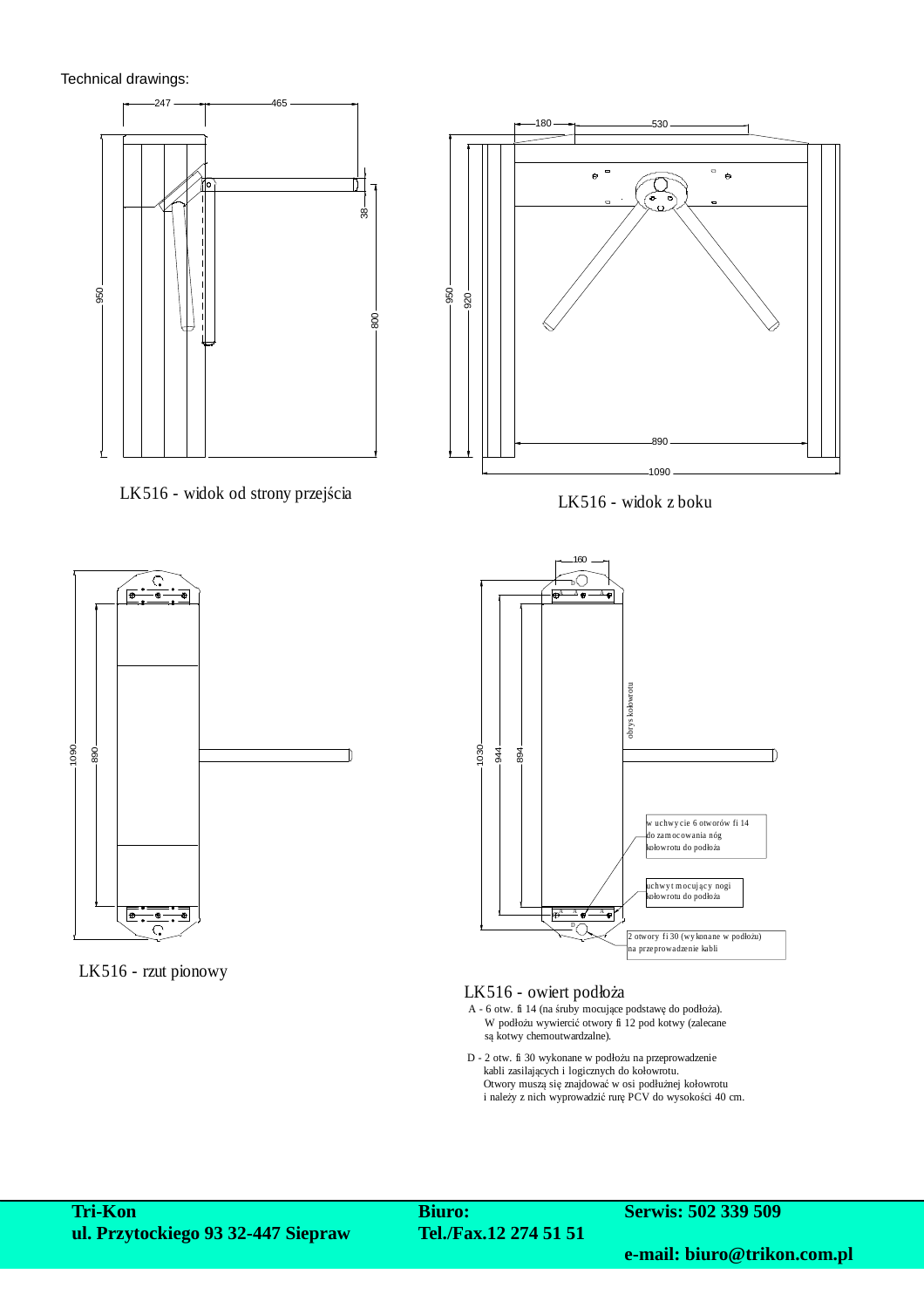Technical drawings:

247
465
38
950
800

LK516 - widok od strony przejścia

180
530
950
920
890
1090

LK516 - widok z boku

1090
890

LK516 - rzut pionowy

160
1030
944
894
obrys kołowrotu

w uchwycie 6 otworów fi 14 do zamocowania nóg kołowrotu do podłoża

uchwyt mocujący nogi kołowrotu do podłoża

2 otwory fi 30 (wykonane w podłożu) na przeprowadzenie kabli

LK516 - owiert podłoża

A - 6 otw. fi 14 (na śruby mocujące podstawę do podłoża).
W podłożu wywiercić otwory fi 12 pod kotwy (zalecane są kotwy chemoutwardzalne).

D - 2 otw. fi 30 wykonane w podłożu na przeprowadzenie kabli zasilających i logicznych do kołowrotu.
Otwory muszą się znajdować w osi podłużnej kołowrotu i należy z nich wyprowadzić rurę PCV do wysokości 40 cm.

**Tri-Kon**
**ul. Przytockiego 93 32-447 Siepraw**

**Biuro:**
**Tel./Fax.12 274 51 51**

**Serwis: 502 339 509**

**e-mail: biuro@trikon.com.pl**